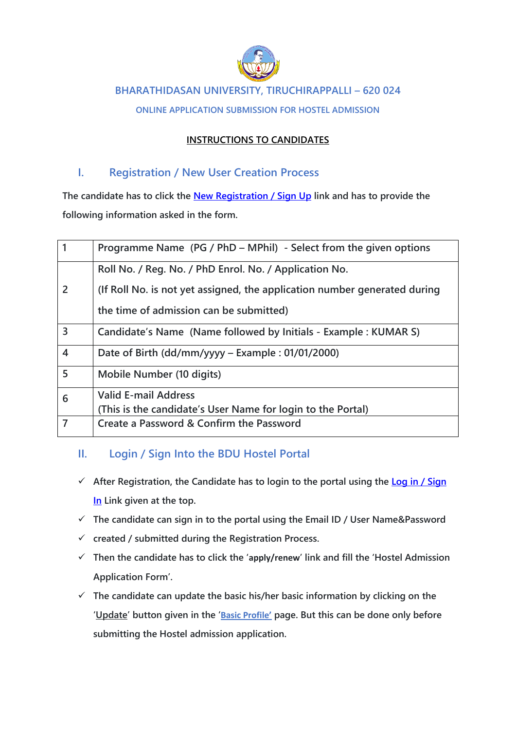# BHARATHIDASAN UNIVERSITY, TIRUCHIRAPPALLI – 620 024

## ONLINE APPLICATION SUBMISSION FOR HOSTEL ADMISSION

**INSTRUCTIONS TO CANDIDATES**

## I. Registration / New User Creation Process

The candidate has to click the New Registration / Sign Up link and has to provide the following information asked in the form.

| | |
|---|---|
| 1 | Programme Name (PG / PhD – MPhil) - Select from the given options |
| 2 | Roll No. / Reg. No. / PhD Enrol. No. / Application No.<br>(If Roll No. is not yet assigned, the application number generated during the time of admission can be submitted) |
| 3 | Candidate's Name (Name followed by Initials - Example : KUMAR S) |
| 4 | Date of Birth (dd/mm/yyyy – Example : 01/01/2000) |
| 5 | Mobile Number (10 digits) |
| 6 | Valid E-mail Address<br>(This is the candidate's User Name for login to the Portal) |
| 7 | Create a Password & Confirm the Password |

## II. Login / Sign Into the BDU Hostel Portal

- ✓ After Registration, the Candidate has to login to the portal using the Log in / Sign In Link given at the top.
- ✓ The candidate can sign in to the portal using the Email ID / User Name&Password
- ✓ created / submitted during the Registration Process.
- ✓ Then the candidate has to click the '**apply/renew**' link and fill the 'Hostel Admission Application Form'.
- ✓ The candidate can update the basic his/her basic information by clicking on the 'Update' button given in the 'Basic Profile' page. But this can be done only before submitting the Hostel admission application.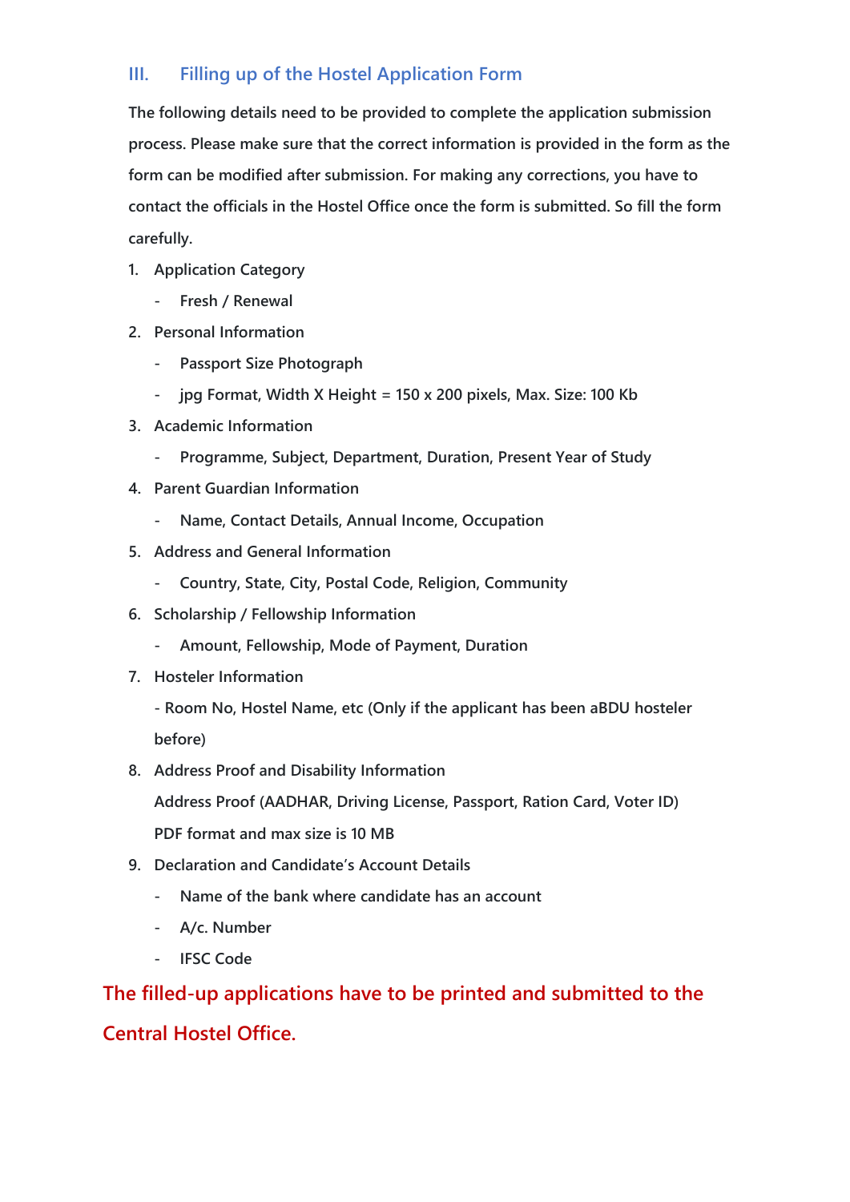## III. Filling up of the Hostel Application Form

The following details need to be provided to complete the application submission process. Please make sure that the correct information is provided in the form as the form can be modified after submission. For making any corrections, you have to contact the officials in the Hostel Office once the form is submitted. So fill the form carefully.

1. Application Category
   - Fresh / Renewal
2. Personal Information
   - Passport Size Photograph
   - jpg Format, Width X Height = 150 x 200 pixels, Max. Size: 100 Kb
3. Academic Information
   - Programme, Subject, Department, Duration, Present Year of Study
4. Parent Guardian Information
   - Name, Contact Details, Annual Income, Occupation
5. Address and General Information
   - Country, State, City, Postal Code, Religion, Community
6. Scholarship / Fellowship Information
   - Amount, Fellowship, Mode of Payment, Duration
7. Hosteler Information

   - Room No, Hostel Name, etc (Only if the applicant has been aBDU hosteler before)
8. Address Proof and Disability Information

   Address Proof (AADHAR, Driving License, Passport, Ration Card, Voter ID)

   PDF format and max size is 10 MB
9. Declaration and Candidate's Account Details
   - Name of the bank where candidate has an account
   - A/c. Number
   - IFSC Code

**The filled-up applications have to be printed and submitted to the Central Hostel Office.**